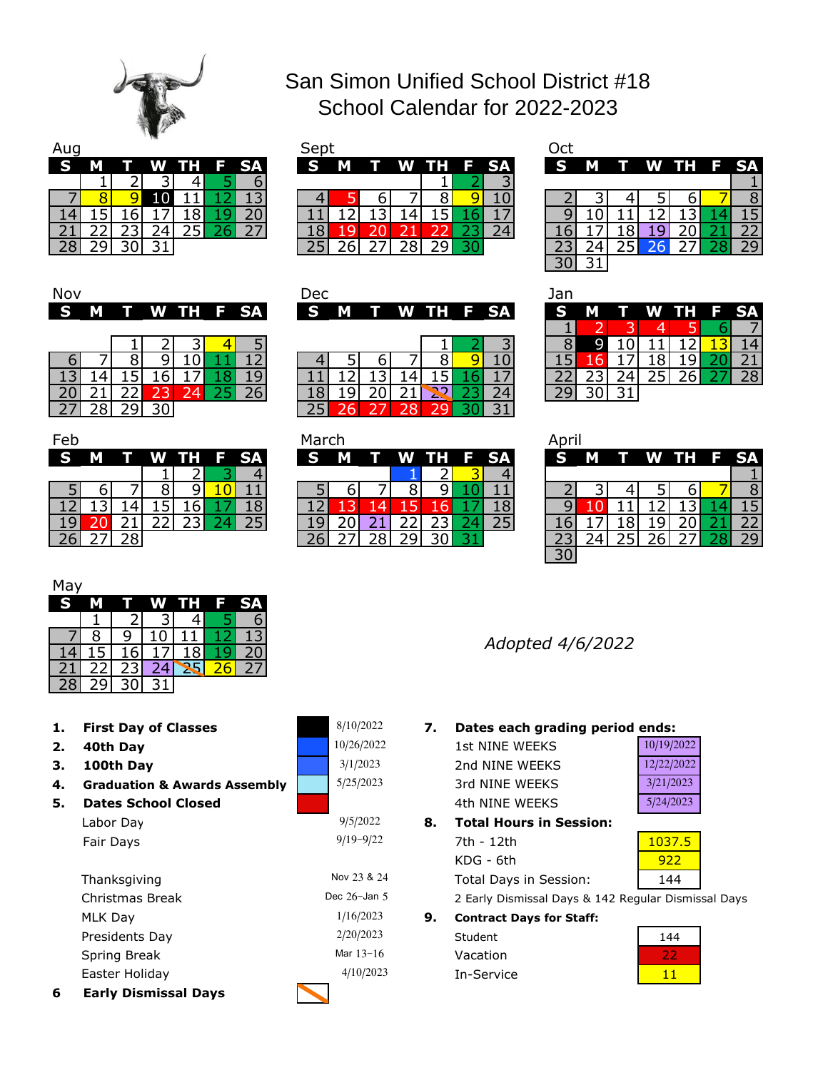# San Simon Unified School District #18
## School Calendar for 2022-2023

### Aug

| S | M | T | W | TH | F | SA |
|---|---|---|---|---|---|---|
| | 1 | 2 | 3 | 4 | 5 | 6 |
| 7 | 8 | 9 | 10 | 11 | 12 | 13 |
| 14 | 15 | 16 | 17 | 18 | 19 | 20 |
| 21 | 22 | 23 | 24 | 25 | 26 | 27 |
| 28 | 29 | 30 | 31 | | | |

### Sept

| S | M | T | W | TH | F | SA |
|---|---|---|---|---|---|---|
| | | | | 1 | 2 | 3 |
| 4 | 5 | 6 | 7 | 8 | 9 | 10 |
| 11 | 12 | 13 | 14 | 15 | 16 | 17 |
| 18 | 19 | 20 | 21 | 22 | 23 | 24 |
| 25 | 26 | 27 | 28 | 29 | 30 | |

### Oct

| S | M | T | W | TH | F | SA |
|---|---|---|---|---|---|---|
| | | | | | | 1 |
| 2 | 3 | 4 | 5 | 6 | 7 | 8 |
| 9 | 10 | 11 | 12 | 13 | 14 | 15 |
| 16 | 17 | 18 | 19 | 20 | 21 | 22 |
| 23 | 24 | 25 | 26 | 27 | 28 | 29 |
| 30 | 31 | | | | | |

### Nov

| S | M | T | W | TH | F | SA |
|---|---|---|---|---|---|---|
| | | 1 | 2 | 3 | 4 | 5 |
| 6 | 7 | 8 | 9 | 10 | 11 | 12 |
| 13 | 14 | 15 | 16 | 17 | 18 | 19 |
| 20 | 21 | 22 | 23 | 24 | 25 | 26 |
| 27 | 28 | 29 | 30 | | | |

### Dec

| S | M | T | W | TH | F | SA |
|---|---|---|---|---|---|---|
| | | | | 1 | 2 | 3 |
| 4 | 5 | 6 | 7 | 8 | 9 | 10 |
| 11 | 12 | 13 | 14 | 15 | 16 | 17 |
| 18 | 19 | 20 | 21 | 22 | 23 | 24 |
| 25 | 26 | 27 | 28 | 29 | 30 | 31 |

### Jan

| S | M | T | W | TH | F | SA |
|---|---|---|---|---|---|---|
| 1 | 2 | 3 | 4 | 5 | 6 | 7 |
| 8 | 9 | 10 | 11 | 12 | 13 | 14 |
| 15 | 16 | 17 | 18 | 19 | 20 | 21 |
| 22 | 23 | 24 | 25 | 26 | 27 | 28 |
| 29 | 30 | 31 | | | | |

### Feb

| S | M | T | W | TH | F | SA |
|---|---|---|---|---|---|---|
| | | | 1 | 2 | 3 | 4 |
| 5 | 6 | 7 | 8 | 9 | 10 | 11 |
| 12 | 13 | 14 | 15 | 16 | 17 | 18 |
| 19 | 20 | 21 | 22 | 23 | 24 | 25 |
| 26 | 27 | 28 | | | | |

### March

| S | M | T | W | TH | F | SA |
|---|---|---|---|---|---|---|
| | | | 1 | 2 | 3 | 4 |
| 5 | 6 | 7 | 8 | 9 | 10 | 11 |
| 12 | 13 | 14 | 15 | 16 | 17 | 18 |
| 19 | 20 | 21 | 22 | 23 | 24 | 25 |
| 26 | 27 | 28 | 29 | 30 | 31 | |

### April

| S | M | T | W | TH | F | SA |
|---|---|---|---|---|---|---|
| | | | | | | 1 |
| 2 | 3 | 4 | 5 | 6 | 7 | 8 |
| 9 | 10 | 11 | 12 | 13 | 14 | 15 |
| 16 | 17 | 18 | 19 | 20 | 21 | 22 |
| 23 | 24 | 25 | 26 | 27 | 28 | 29 |
| 30 | | | | | | |

### May

| S | M | T | W | TH | F | SA |
|---|---|---|---|---|---|---|
| | 1 | 2 | 3 | 4 | 5 | 6 |
| 7 | 8 | 9 | 10 | 11 | 12 | 13 |
| 14 | 15 | 16 | 17 | 18 | 19 | 20 |
| 21 | 22 | 23 | 24 | 25 | 26 | 27 |
| 28 | 29 | 30 | 31 | | | |

*Adopted 4/6/2022*

1. **First Day of Classes** — 8/10/2022
2. **40th Day** — 10/26/2022
3. **100th Day** — 3/1/2023
4. **Graduation & Awards Assembly** — 5/25/2023
5. **Dates School Closed**
   - Labor Day — 9/5/2022
   - Fair Days — 9/19–9/22
   - Thanksgiving — Nov 23 & 24
   - Christmas Break — Dec 26–Jan 5
   - MLK Day — 1/16/2023
   - Presidents Day — 2/20/2023
   - Spring Break — Mar 13–16
   - Easter Holiday — 4/10/2023
6. **Early Dismissal Days**

7. **Dates each grading period ends:**

| | |
|---|---|
| 1st NINE WEEKS | 10/19/2022 |
| 2nd NINE WEEKS | 12/22/2022 |
| 3rd NINE WEEKS | 3/21/2023 |
| 4th NINE WEEKS | 5/24/2023 |

8. **Total Hours in Session:**

| | |
|---|---|
| 7th - 12th | 1037.5 |
| KDG - 6th | 922 |
| Total Days in Session: | 144 |

2 Early Dismissal Days & 142 Regular Dismissal Days

9. **Contract Days for Staff:**

| | |
|---|---|
| Student | 144 |
| Vacation | 22 |
| In-Service | 11 |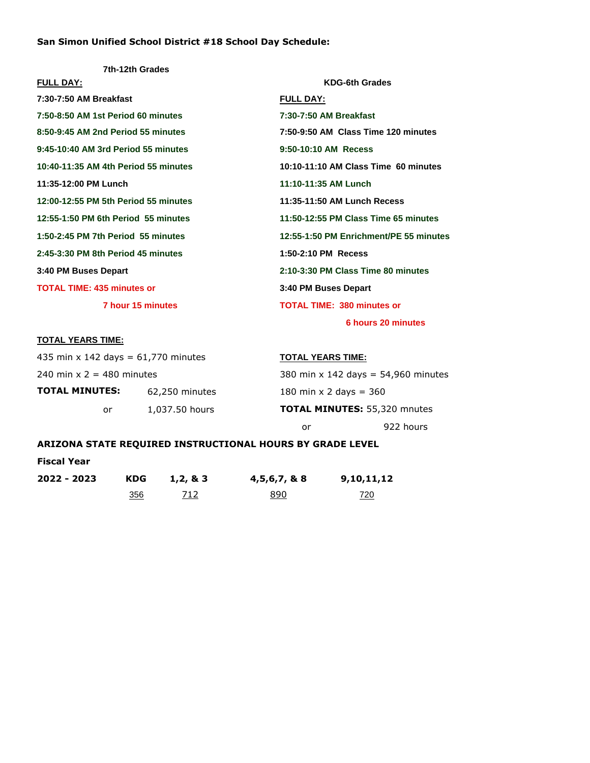**San Simon Unified School District #18 School Day Schedule:**

**7th-12th Grades**

**FULL DAY:**

**7:30-7:50 AM Breakfast**

**7:50-8:50 AM 1st Period 60 minutes**

**8:50-9:45 AM 2nd Period 55 minutes**

**9:45-10:40 AM 3rd Period 55 minutes**

**10:40-11:35 AM 4th Period 55 minutes**

**11:35-12:00 PM Lunch**

**12:00-12:55 PM 5th Period 55 minutes**

**12:55-1:50 PM 6th Period 55 minutes**

**1:50-2:45 PM 7th Period 55 minutes**

**2:45-3:30 PM 8th Period 45 minutes**

**3:40 PM Buses Depart**

**TOTAL TIME: 435 minutes or**

**7 hour 15 minutes**

**TOTAL YEARS TIME:**

435 min x 142 days = 61,770 minutes

240 min x 2 = 480 minutes

**TOTAL MINUTES:** 62,250 minutes

or 1,037.50 hours

**KDG-6th Grades**

**FULL DAY:**

**7:30-7:50 AM Breakfast**

**7:50-9:50 AM Class Time 120 minutes**

**9:50-10:10 AM Recess**

**10:10-11:10 AM Class Time 60 minutes**

**11:10-11:35 AM Lunch**

**11:35-11:50 AM Lunch Recess**

**11:50-12:55 PM Class Time 65 minutes**

**12:55-1:50 PM Enrichment/PE 55 minutes**

**1:50-2:10 PM Recess**

**2:10-3:30 PM Class Time 80 minutes**

**3:40 PM Buses Depart**

**TOTAL TIME: 380 minutes or**

**6 hours 20 minutes**

**TOTAL YEARS TIME:**

380 min x 142 days = 54,960 minutes

180 min x 2 days = 360

**TOTAL MINUTES:** 55,320 mnutes

or 922 hours

**ARIZONA STATE REQUIRED INSTRUCTIONAL HOURS BY GRADE LEVEL**

| Fiscal Year | KDG | 1,2, & 3 | 4,5,6,7, & 8 | 9,10,11,12 |
|---|---|---|---|---|
| 2022 - 2023 | 356 | 712 | 890 | 720 |